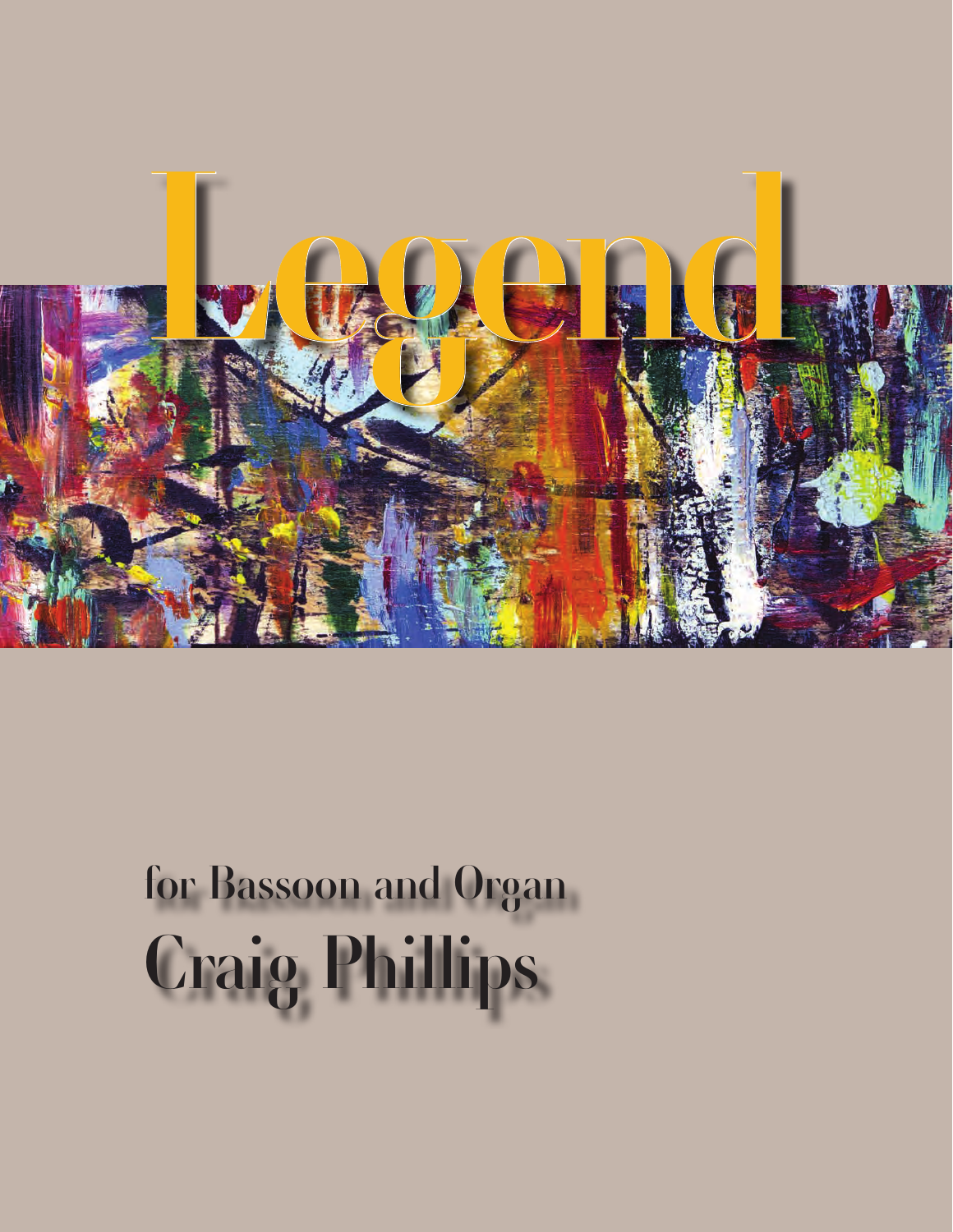# Legend

## for Bassoon and Organ

## Craig Phillips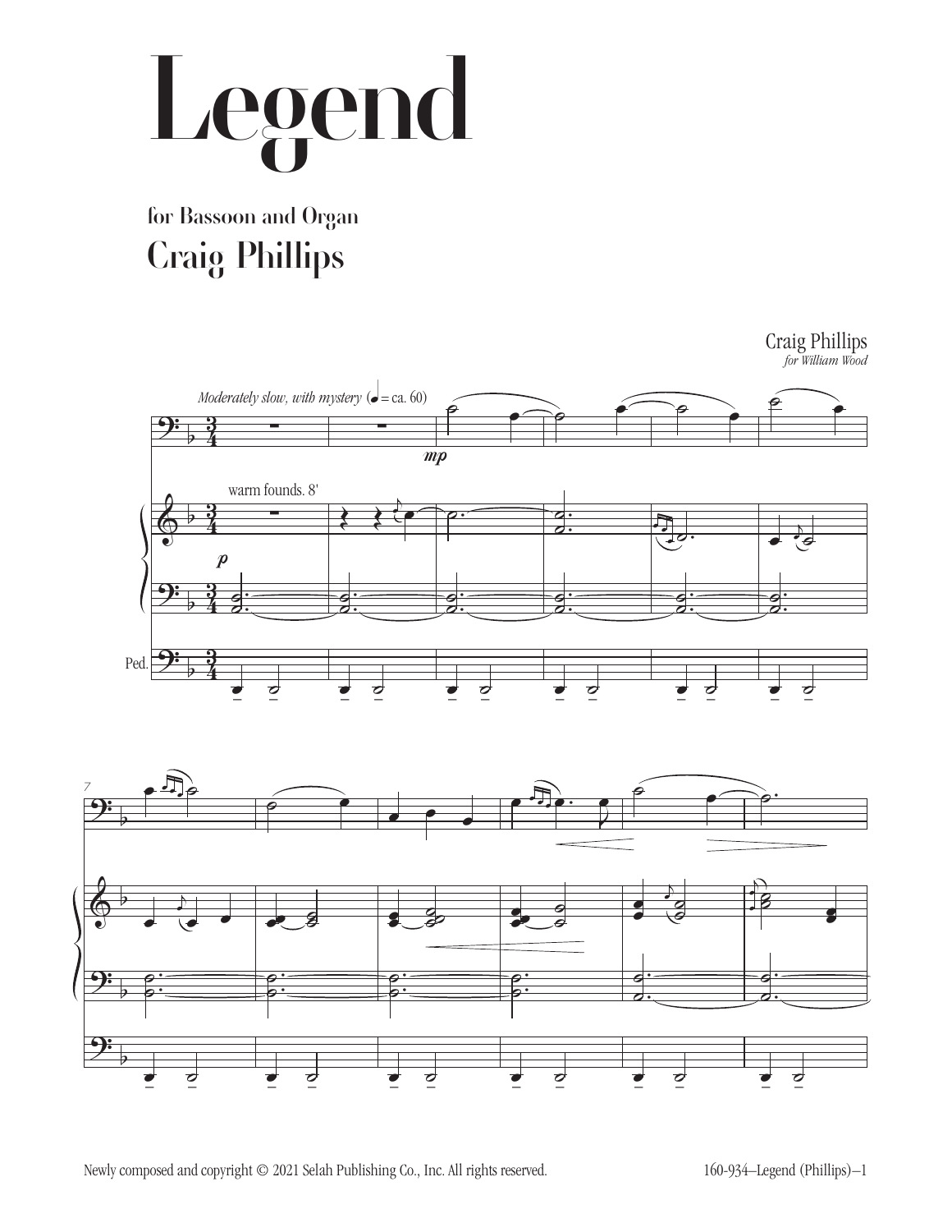# Legend

**for Bassoon and Organ**

## Craig Phillips

Craig Phillips

*for William Wood*

*Moderately slow, with mystery* (♩ = ca. 60)

warm founds. 8'

Ped.

Newly composed and copyright © 2021 Selah Publishing Co., Inc. All rights reserved.

160-934–Legend (Phillips)–1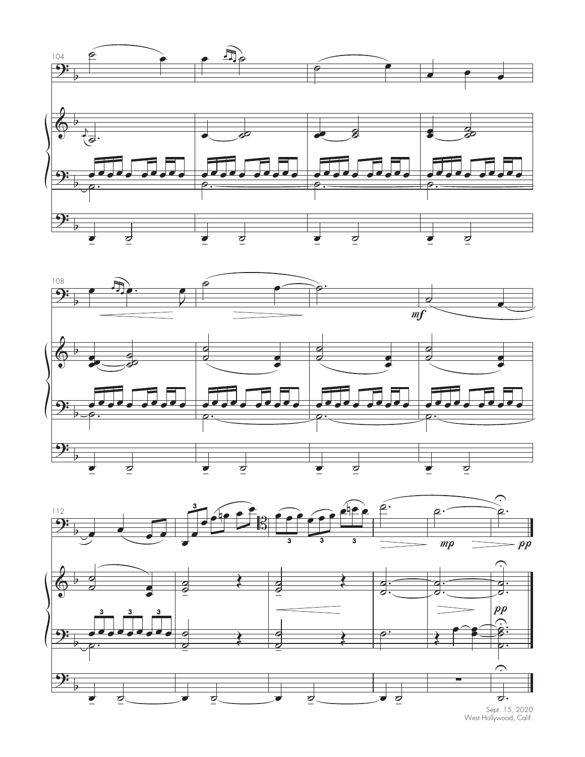Sept. 15, 2020
West Hollywood, Calif.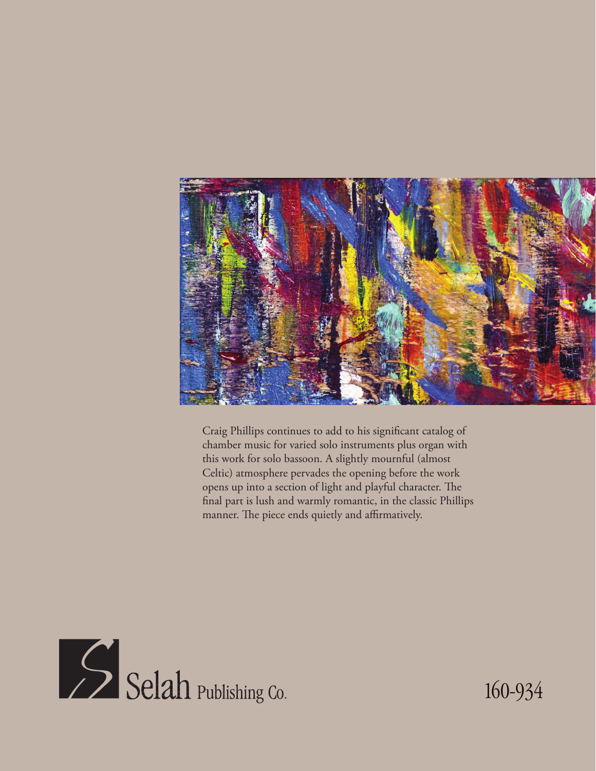Craig Phillips continues to add to his significant catalog of chamber music for varied solo instruments plus organ with this work for solo bassoon. A slightly mournful (almost Celtic) atmosphere pervades the opening before the work opens up into a section of light and playful character. The final part is lush and warmly romantic, in the classic Phillips manner. The piece ends quietly and affirmatively.

Selah Publishing Co.

160-934